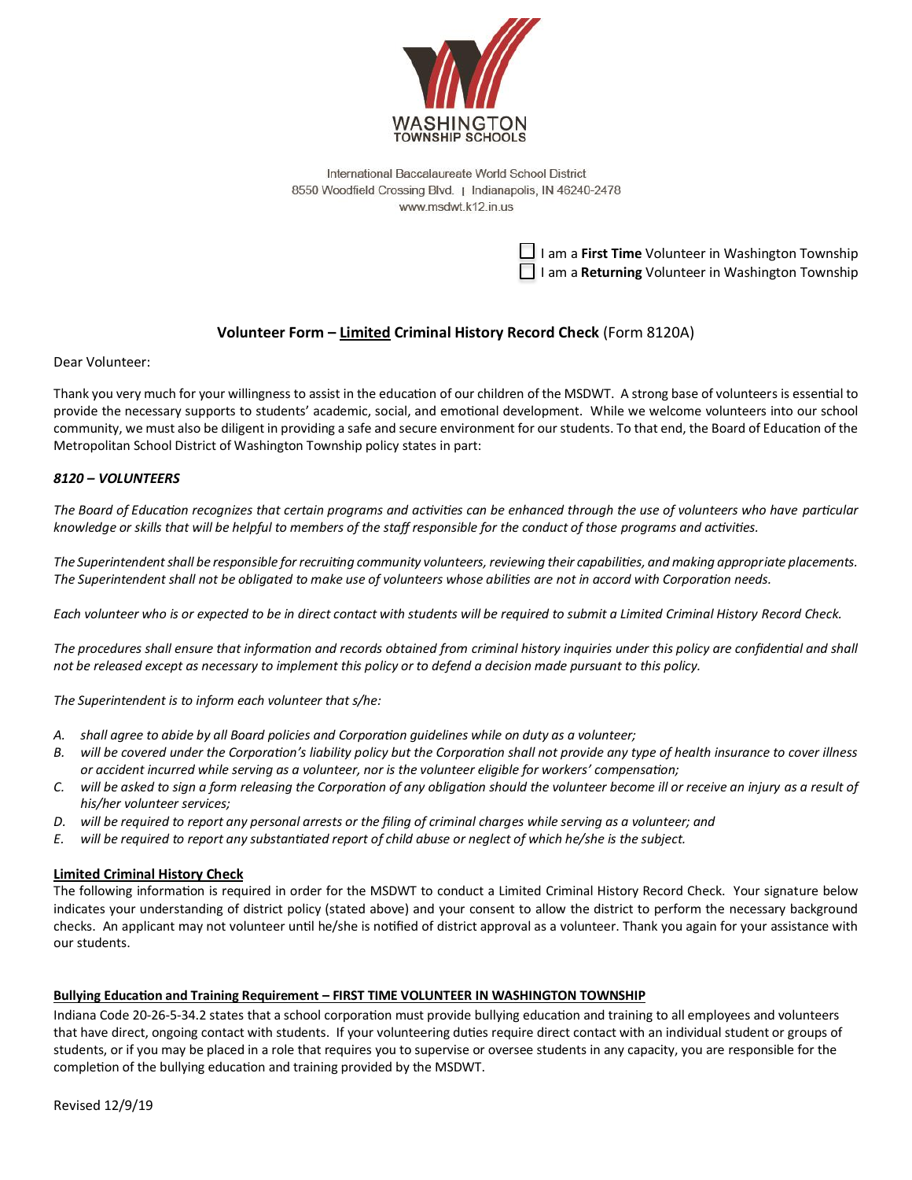WASHINGTON
TOWNSHIP SCHOOLS

International Baccalaureate World School District
8550 Woodfield Crossing Blvd. | Indianapolis, IN 46240-2478
www.msdwt.k12.in.us

☐ I am a **First Time** Volunteer in Washington Township
☐ I am a **Returning** Volunteer in Washington Township

## Volunteer Form – Limited Criminal History Record Check (Form 8120A)

Dear Volunteer:

Thank you very much for your willingness to assist in the education of our children of the MSDWT. A strong base of volunteers is essential to provide the necessary supports to students' academic, social, and emotional development. While we welcome volunteers into our school community, we must also be diligent in providing a safe and secure environment for our students. To that end, the Board of Education of the Metropolitan School District of Washington Township policy states in part:

***8120 – VOLUNTEERS***

*The Board of Education recognizes that certain programs and activities can be enhanced through the use of volunteers who have particular knowledge or skills that will be helpful to members of the staff responsible for the conduct of those programs and activities.*

*The Superintendent shall be responsible for recruiting community volunteers, reviewing their capabilities, and making appropriate placements. The Superintendent shall not be obligated to make use of volunteers whose abilities are not in accord with Corporation needs.*

*Each volunteer who is or expected to be in direct contact with students will be required to submit a Limited Criminal History Record Check.*

*The procedures shall ensure that information and records obtained from criminal history inquiries under this policy are confidential and shall not be released except as necessary to implement this policy or to defend a decision made pursuant to this policy.*

*The Superintendent is to inform each volunteer that s/he:*

*A. shall agree to abide by all Board policies and Corporation guidelines while on duty as a volunteer;*
*B. will be covered under the Corporation's liability policy but the Corporation shall not provide any type of health insurance to cover illness or accident incurred while serving as a volunteer, nor is the volunteer eligible for workers' compensation;*
*C. will be asked to sign a form releasing the Corporation of any obligation should the volunteer become ill or receive an injury as a result of his/her volunteer services;*
*D. will be required to report any personal arrests or the filing of criminal charges while serving as a volunteer; and*
*E. will be required to report any substantiated report of child abuse or neglect of which he/she is the subject.*

**Limited Criminal History Check**

The following information is required in order for the MSDWT to conduct a Limited Criminal History Record Check. Your signature below indicates your understanding of district policy (stated above) and your consent to allow the district to perform the necessary background checks. An applicant may not volunteer until he/she is notified of district approval as a volunteer. Thank you again for your assistance with our students.

**Bullying Education and Training Requirement – FIRST TIME VOLUNTEER IN WASHINGTON TOWNSHIP**

Indiana Code 20-26-5-34.2 states that a school corporation must provide bullying education and training to all employees and volunteers that have direct, ongoing contact with students. If your volunteering duties require direct contact with an individual student or groups of students, or if you may be placed in a role that requires you to supervise or oversee students in any capacity, you are responsible for the completion of the bullying education and training provided by the MSDWT.

Revised 12/9/19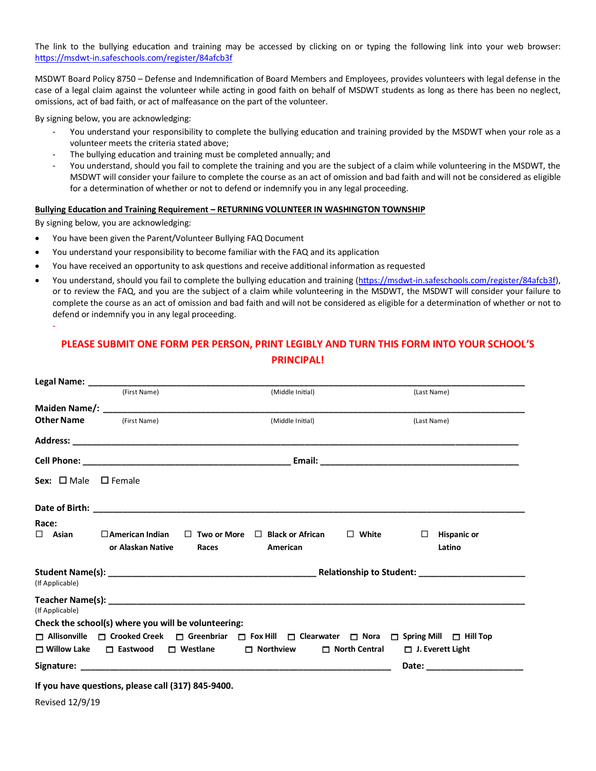The link to the bullying education and training may be accessed by clicking on or typing the following link into your web browser: https://msdwt-in.safeschools.com/register/84afcb3f

MSDWT Board Policy 8750 – Defense and Indemnification of Board Members and Employees, provides volunteers with legal defense in the case of a legal claim against the volunteer while acting in good faith on behalf of MSDWT students as long as there has been no neglect, omissions, act of bad faith, or act of malfeasance on the part of the volunteer.

By signing below, you are acknowledging:

- You understand your responsibility to complete the bullying education and training provided by the MSDWT when your role as a volunteer meets the criteria stated above;
- The bullying education and training must be completed annually; and
- You understand, should you fail to complete the training and you are the subject of a claim while volunteering in the MSDWT, the MSDWT will consider your failure to complete the course as an act of omission and bad faith and will not be considered as eligible for a determination of whether or not to defend or indemnify you in any legal proceeding.

**Bullying Education and Training Requirement – RETURNING VOLUNTEER IN WASHINGTON TOWNSHIP**

By signing below, you are acknowledging:

- You have been given the Parent/Volunteer Bullying FAQ Document
- You understand your responsibility to become familiar with the FAQ and its application
- You have received an opportunity to ask questions and receive additional information as requested
- You understand, should you fail to complete the bullying education and training (https://msdwt-in.safeschools.com/register/84afcb3f), or to review the FAQ, and you are the subject of a claim while volunteering in the MSDWT, the MSDWT will consider your failure to complete the course as an act of omission and bad faith and will not be considered as eligible for a determination of whether or not to defend or indemnify you in any legal proceeding.

**PLEASE SUBMIT ONE FORM PER PERSON, PRINT LEGIBLY AND TURN THIS FORM INTO YOUR SCHOOL'S PRINCIPAL!**

**Legal Name:** ______________________________________________
(First Name) (Middle Initial) (Last Name)

**Maiden Name/: Other Name** ______________________________________________
(First Name) (Middle Initial) (Last Name)

**Address:** ______________________________________________

**Cell Phone:** ______________________ **Email:** ______________________

**Sex:** ☐ Male ☐ Female

**Date of Birth:** ______________________________________________

**Race:**
☐ **Asian** ☐ **American Indian or Alaskan Native** ☐ **Two or More Races** ☐ **Black or African American** ☐ **White** ☐ **Hispanic or Latino**

**Student Name(s):** ______________________ **Relationship to Student:** ______________________
(If Applicable)

**Teacher Name(s):** ______________________________________________
(If Applicable)

**Check the school(s) where you will be volunteering:**

☐ **Allisonville** ☐ **Crooked Creek** ☐ **Greenbriar** ☐ **Fox Hill** ☐ **Clearwater** ☐ **Nora** ☐ **Spring Mill** ☐ **Hill Top**
☐ **Willow Lake** ☐ **Eastwood** ☐ **Westlane** ☐ **Northview** ☐ **North Central** ☐ **J. Everett Light**

**Signature:** ______________________________________ **Date:** ______________________

**If you have questions, please call (317) 845-9400.**

Revised 12/9/19